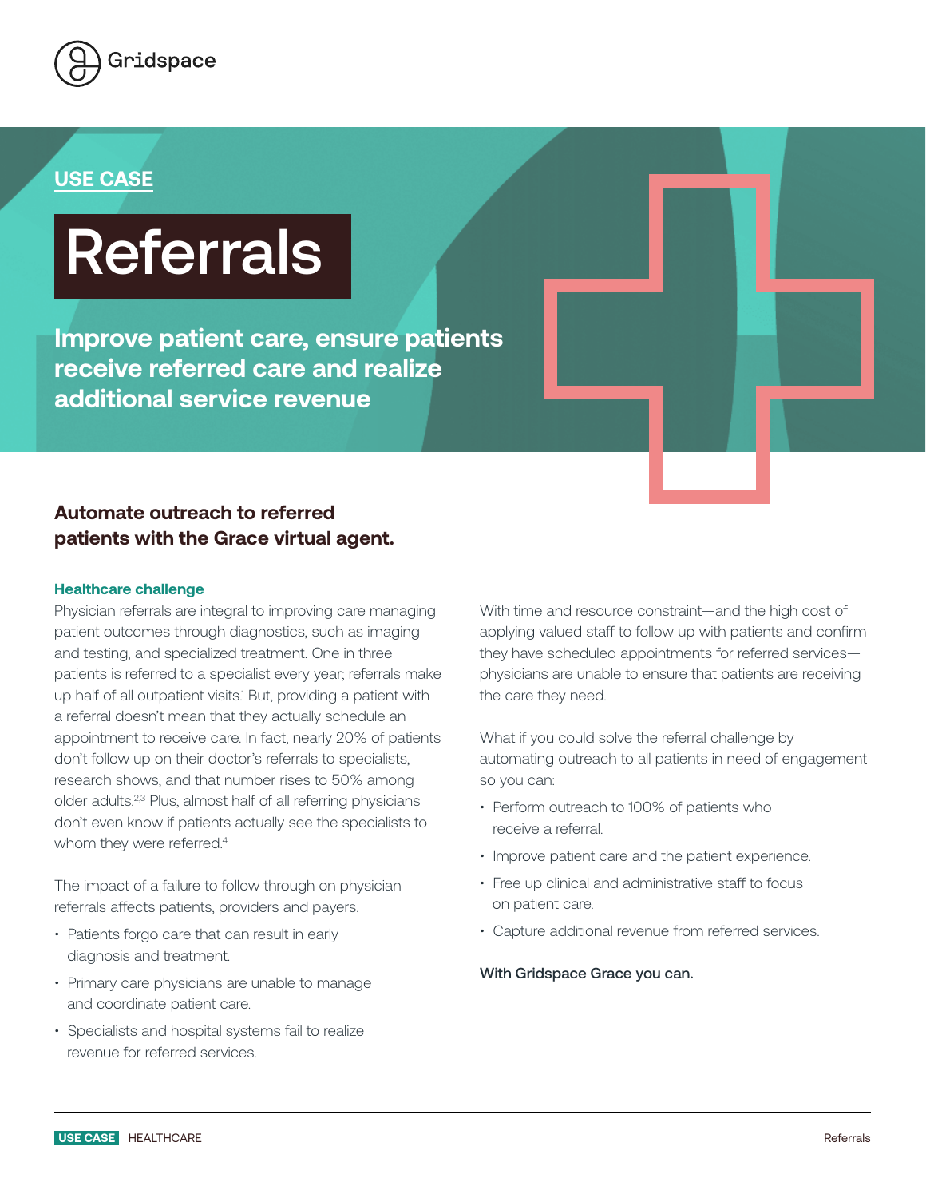Gridspace

**USE CASE**

# Referrals

## Improve patient care, ensure patients receive referred care and realize additional service revenue

### Automate outreach to referred patients with the Grace virtual agent.

#### Healthcare challenge

Physician referrals are integral to improving care managing patient outcomes through diagnostics, such as imaging and testing, and specialized treatment. One in three patients is referred to a specialist every year; referrals make up half of all outpatient visits.[1] But, providing a patient with a referral doesn't mean that they actually schedule an appointment to receive care. In fact, nearly 20% of patients don't follow up on their doctor's referrals to specialists, research shows, and that number rises to 50% among older adults.[2,3] Plus, almost half of all referring physicians don't even know if patients actually see the specialists to whom they were referred.[4]

The impact of a failure to follow through on physician referrals affects patients, providers and payers.

- Patients forgo care that can result in early diagnosis and treatment.
- Primary care physicians are unable to manage and coordinate patient care.
- Specialists and hospital systems fail to realize revenue for referred services.

With time and resource constraint—and the high cost of applying valued staff to follow up with patients and confirm they have scheduled appointments for referred services—physicians are unable to ensure that patients are receiving the care they need.

What if you could solve the referral challenge by automating outreach to all patients in need of engagement so you can:

- Perform outreach to 100% of patients who receive a referral.
- Improve patient care and the patient experience.
- Free up clinical and administrative staff to focus on patient care.
- Capture additional revenue from referred services.

**With Gridspace Grace you can.**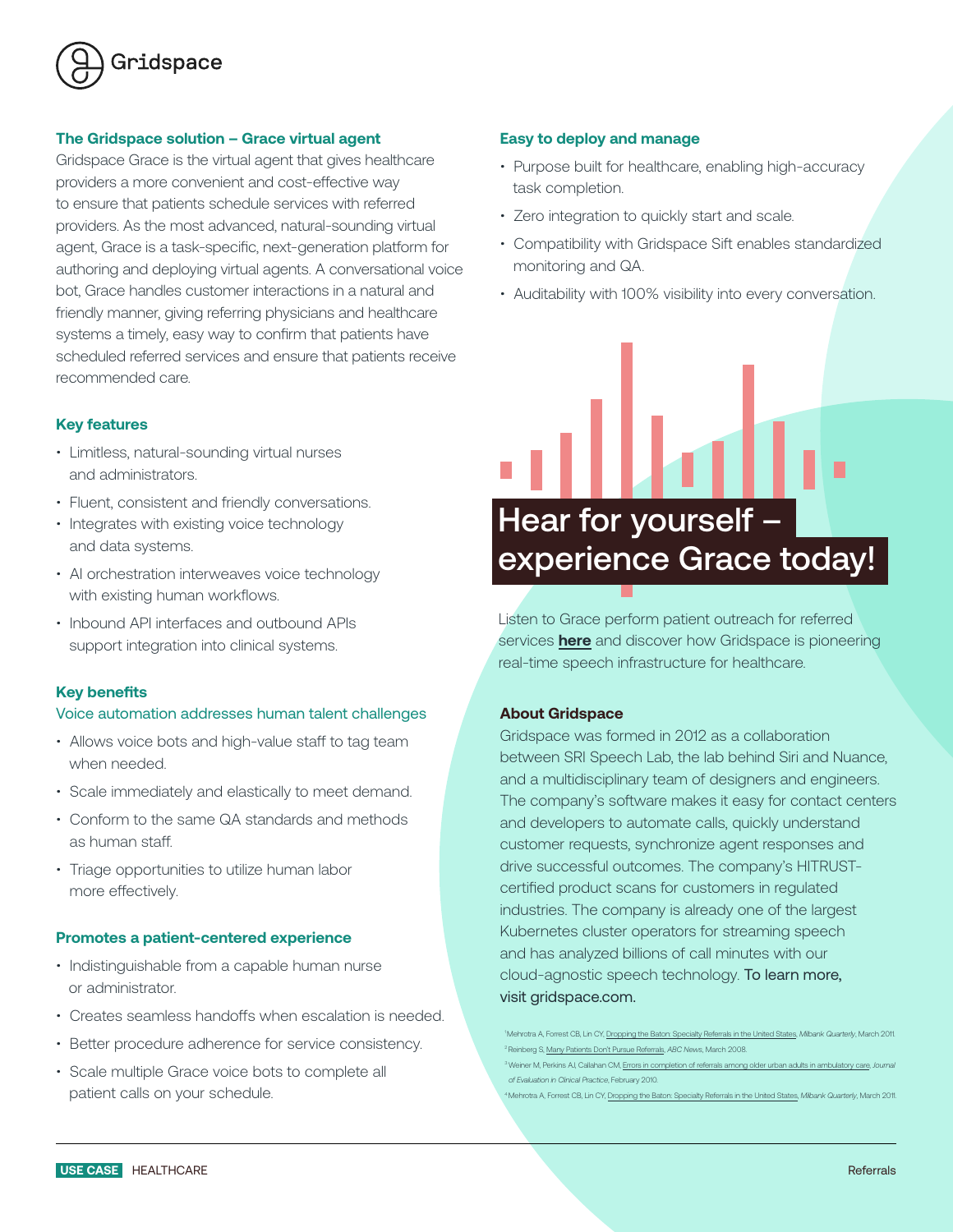## The Gridspace solution – Grace virtual agent

Gridspace Grace is the virtual agent that gives healthcare providers a more convenient and cost-effective way to ensure that patients schedule services with referred providers. As the most advanced, natural-sounding virtual agent, Grace is a task-specific, next-generation platform for authoring and deploying virtual agents. A conversational voice bot, Grace handles customer interactions in a natural and friendly manner, giving referring physicians and healthcare systems a timely, easy way to confirm that patients have scheduled referred services and ensure that patients receive recommended care.

## Key features

- Limitless, natural-sounding virtual nurses and administrators.
- Fluent, consistent and friendly conversations.
- Integrates with existing voice technology and data systems.
- AI orchestration interweaves voice technology with existing human workflows.
- Inbound API interfaces and outbound APIs support integration into clinical systems.

## Key benefits

### Voice automation addresses human talent challenges

- Allows voice bots and high-value staff to tag team when needed.
- Scale immediately and elastically to meet demand.
- Conform to the same QA standards and methods as human staff.
- Triage opportunities to utilize human labor more effectively.

## Promotes a patient-centered experience

- Indistinguishable from a capable human nurse or administrator.
- Creates seamless handoffs when escalation is needed.
- Better procedure adherence for service consistency.
- Scale multiple Grace voice bots to complete all patient calls on your schedule.

## Easy to deploy and manage

- Purpose built for healthcare, enabling high-accuracy task completion.
- Zero integration to quickly start and scale.
- Compatibility with Gridspace Sift enables standardized monitoring and QA.
- Auditability with 100% visibility into every conversation.

## Hear for yourself – experience Grace today!

Listen to Grace perform patient outreach for referred services **here** and discover how Gridspace is pioneering real-time speech infrastructure for healthcare.

## About Gridspace

Gridspace was formed in 2012 as a collaboration between SRI Speech Lab, the lab behind Siri and Nuance, and a multidisciplinary team of designers and engineers. The company's software makes it easy for contact centers and developers to automate calls, quickly understand customer requests, synchronize agent responses and drive successful outcomes. The company's HITRUST-certified product scans for customers in regulated industries. The company is already one of the largest Kubernetes cluster operators for streaming speech and has analyzed billions of call minutes with our cloud-agnostic speech technology. To learn more, visit gridspace.com.

[1] Mehrotra A, Forrest CB, Lin CY, Dropping the Baton: Specialty Referrals in the United States, *Milbank Quarterly*, March 2011.

[2] Reinberg S, Many Patients Don't Pursue Referrals, *ABC News*, March 2008.

[3] Weiner M, Perkins AJ, Callahan CM, Errors in completion of referrals among older urban adults in ambulatory care, *Journal of Evaluation in Clinical Practice*, February 2010.

[4] Mehrotra A, Forrest CB, Lin CY, Dropping the Baton: Specialty Referrals in the United States, *Milbank Quarterly*, March 2011.

USE CASE HEALTHCARE — Referrals